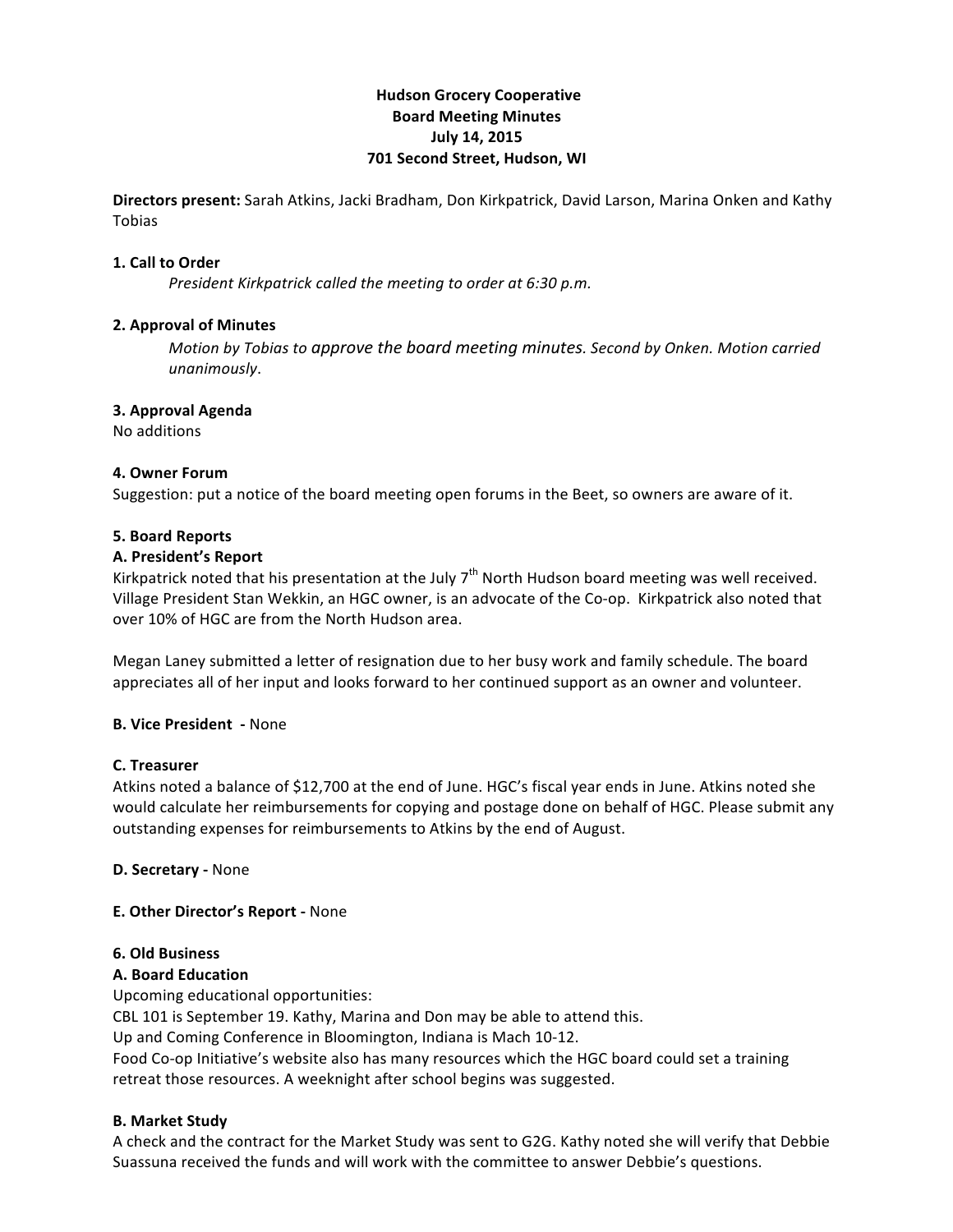# Hudson Grocery Cooperative
## Board Meeting Minutes
### July 14, 2015
### 701 Second Street, Hudson, WI

**Directors present:** Sarah Atkins, Jacki Bradham, Don Kirkpatrick, David Larson, Marina Onken and Kathy Tobias

**1. Call to Order**

*President Kirkpatrick called the meeting to order at 6:30 p.m.*

**2. Approval of Minutes**

*Motion by Tobias to approve the board meeting minutes. Second by Onken. Motion carried unanimously.*

**3. Approval Agenda**

No additions

**4. Owner Forum**

Suggestion: put a notice of the board meeting open forums in the Beet, so owners are aware of it.

**5. Board Reports**

**A. President's Report**

Kirkpatrick noted that his presentation at the July 7th North Hudson board meeting was well received. Village President Stan Wekkin, an HGC owner, is an advocate of the Co-op. Kirkpatrick also noted that over 10% of HGC are from the North Hudson area.

Megan Laney submitted a letter of resignation due to her busy work and family schedule. The board appreciates all of her input and looks forward to her continued support as an owner and volunteer.

**B. Vice President - None**

**C. Treasurer**

Atkins noted a balance of $12,700 at the end of June. HGC's fiscal year ends in June. Atkins noted she would calculate her reimbursements for copying and postage done on behalf of HGC. Please submit any outstanding expenses for reimbursements to Atkins by the end of August.

**D. Secretary - None**

**E. Other Director's Report - None**

**6. Old Business**

**A. Board Education**

Upcoming educational opportunities:
CBL 101 is September 19. Kathy, Marina and Don may be able to attend this.
Up and Coming Conference in Bloomington, Indiana is Mach 10-12.
Food Co-op Initiative's website also has many resources which the HGC board could set a training retreat those resources. A weeknight after school begins was suggested.

**B. Market Study**

A check and the contract for the Market Study was sent to G2G. Kathy noted she will verify that Debbie Suassuna received the funds and will work with the committee to answer Debbie's questions.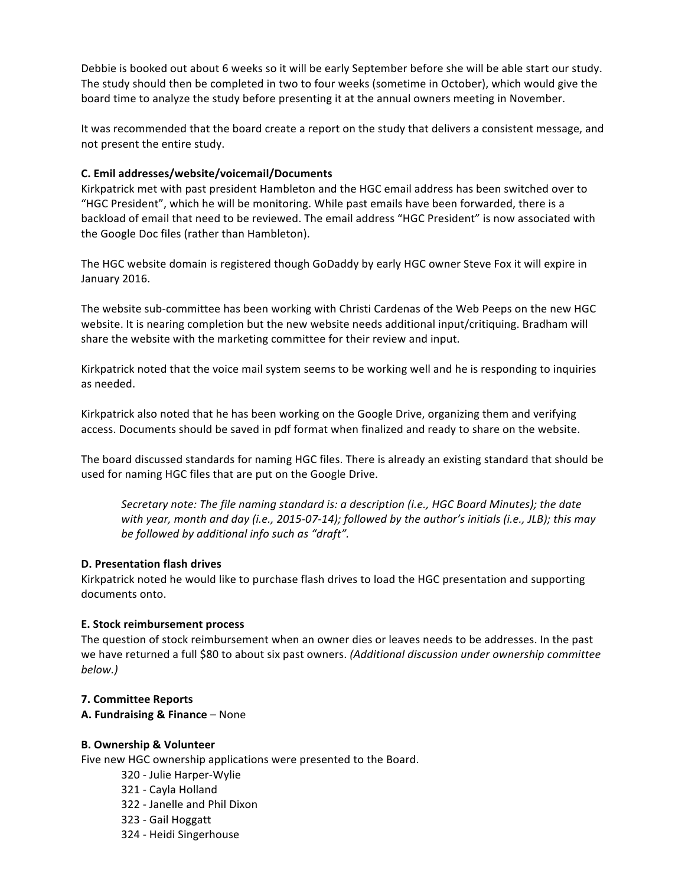Debbie is booked out about 6 weeks so it will be early September before she will be able start our study. The study should then be completed in two to four weeks (sometime in October), which would give the board time to analyze the study before presenting it at the annual owners meeting in November.

It was recommended that the board create a report on the study that delivers a consistent message, and not present the entire study.

**C. Emil addresses/website/voicemail/Documents**

Kirkpatrick met with past president Hambleton and the HGC email address has been switched over to "HGC President", which he will be monitoring. While past emails have been forwarded, there is a backload of email that need to be reviewed. The email address "HGC President" is now associated with the Google Doc files (rather than Hambleton).

The HGC website domain is registered though GoDaddy by early HGC owner Steve Fox it will expire in January 2016.

The website sub-committee has been working with Christi Cardenas of the Web Peeps on the new HGC website. It is nearing completion but the new website needs additional input/critiquing. Bradham will share the website with the marketing committee for their review and input.

Kirkpatrick noted that the voice mail system seems to be working well and he is responding to inquiries as needed.

Kirkpatrick also noted that he has been working on the Google Drive, organizing them and verifying access. Documents should be saved in pdf format when finalized and ready to share on the website.

The board discussed standards for naming HGC files. There is already an existing standard that should be used for naming HGC files that are put on the Google Drive.

> *Secretary note: The file naming standard is: a description (i.e., HGC Board Minutes); the date with year, month and day (i.e., 2015-07-14); followed by the author's initials (i.e., JLB); this may be followed by additional info such as "draft".*

**D. Presentation flash drives**

Kirkpatrick noted he would like to purchase flash drives to load the HGC presentation and supporting documents onto.

**E. Stock reimbursement process**

The question of stock reimbursement when an owner dies or leaves needs to be addresses. In the past we have returned a full $80 to about six past owners. *(Additional discussion under ownership committee below.)*

**7. Committee Reports**

**A. Fundraising & Finance** – None

**B. Ownership & Volunteer**

Five new HGC ownership applications were presented to the Board.

- 320 - Julie Harper-Wylie
- 321 - Cayla Holland
- 322 - Janelle and Phil Dixon
- 323 - Gail Hoggatt
- 324 - Heidi Singerhouse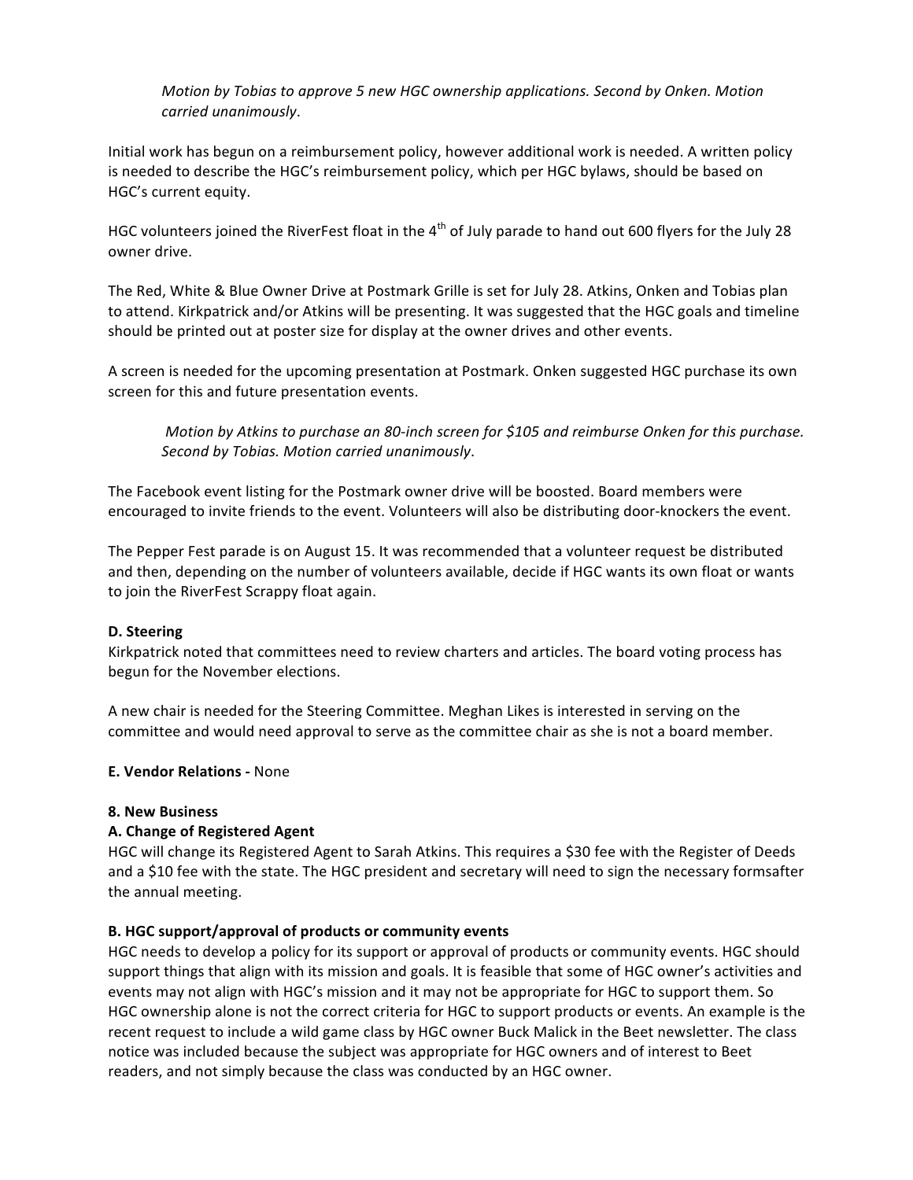*Motion by Tobias to approve 5 new HGC ownership applications. Second by Onken. Motion carried unanimously*.

Initial work has begun on a reimbursement policy, however additional work is needed. A written policy is needed to describe the HGC's reimbursement policy, which per HGC bylaws, should be based on HGC's current equity.

HGC volunteers joined the RiverFest float in the 4th of July parade to hand out 600 flyers for the July 28 owner drive.

The Red, White & Blue Owner Drive at Postmark Grille is set for July 28. Atkins, Onken and Tobias plan to attend. Kirkpatrick and/or Atkins will be presenting. It was suggested that the HGC goals and timeline should be printed out at poster size for display at the owner drives and other events.

A screen is needed for the upcoming presentation at Postmark. Onken suggested HGC purchase its own screen for this and future presentation events.

*Motion by Atkins to purchase an 80-inch screen for $105 and reimburse Onken for this purchase. Second by Tobias. Motion carried unanimously*.

The Facebook event listing for the Postmark owner drive will be boosted. Board members were encouraged to invite friends to the event. Volunteers will also be distributing door-knockers the event.

The Pepper Fest parade is on August 15. It was recommended that a volunteer request be distributed and then, depending on the number of volunteers available, decide if HGC wants its own float or wants to join the RiverFest Scrappy float again.

**D. Steering**

Kirkpatrick noted that committees need to review charters and articles. The board voting process has begun for the November elections.

A new chair is needed for the Steering Committee. Meghan Likes is interested in serving on the committee and would need approval to serve as the committee chair as she is not a board member.

**E. Vendor Relations -** None

**8. New Business**

**A. Change of Registered Agent**

HGC will change its Registered Agent to Sarah Atkins. This requires a $30 fee with the Register of Deeds and a $10 fee with the state. The HGC president and secretary will need to sign the necessary formsafter the annual meeting.

**B. HGC support/approval of products or community events**

HGC needs to develop a policy for its support or approval of products or community events. HGC should support things that align with its mission and goals. It is feasible that some of HGC owner's activities and events may not align with HGC's mission and it may not be appropriate for HGC to support them. So HGC ownership alone is not the correct criteria for HGC to support products or events. An example is the recent request to include a wild game class by HGC owner Buck Malick in the Beet newsletter. The class notice was included because the subject was appropriate for HGC owners and of interest to Beet readers, and not simply because the class was conducted by an HGC owner.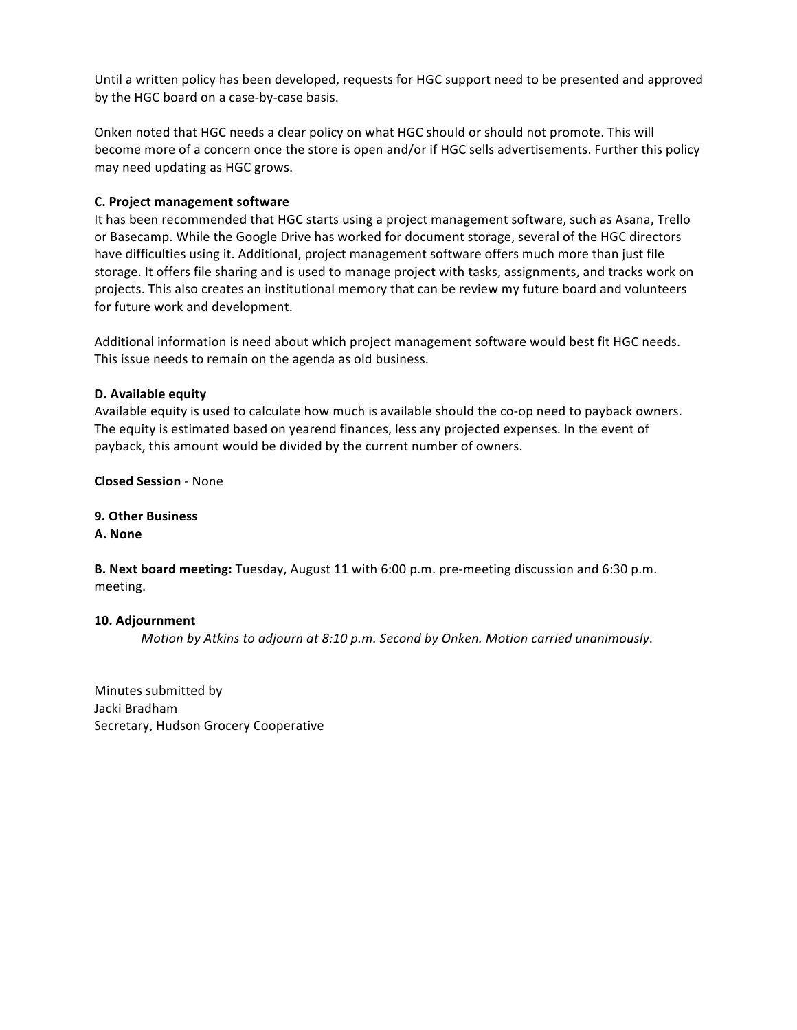Until a written policy has been developed, requests for HGC support need to be presented and approved by the HGC board on a case-by-case basis.

Onken noted that HGC needs a clear policy on what HGC should or should not promote. This will become more of a concern once the store is open and/or if HGC sells advertisements. Further this policy may need updating as HGC grows.

**C. Project management software**
It has been recommended that HGC starts using a project management software, such as Asana, Trello or Basecamp. While the Google Drive has worked for document storage, several of the HGC directors have difficulties using it. Additional, project management software offers much more than just file storage. It offers file sharing and is used to manage project with tasks, assignments, and tracks work on projects. This also creates an institutional memory that can be review my future board and volunteers for future work and development.

Additional information is need about which project management software would best fit HGC needs. This issue needs to remain on the agenda as old business.

**D. Available equity**
Available equity is used to calculate how much is available should the co-op need to payback owners. The equity is estimated based on yearend finances, less any projected expenses. In the event of payback, this amount would be divided by the current number of owners.

**Closed Session** - None

**9. Other Business**
**A. None**

**B. Next board meeting:** Tuesday, August 11 with 6:00 p.m. pre-meeting discussion and 6:30 p.m. meeting.

**10. Adjournment**

*Motion by Atkins to adjourn at 8:10 p.m. Second by Onken. Motion carried unanimously*.

Minutes submitted by
Jacki Bradham
Secretary, Hudson Grocery Cooperative